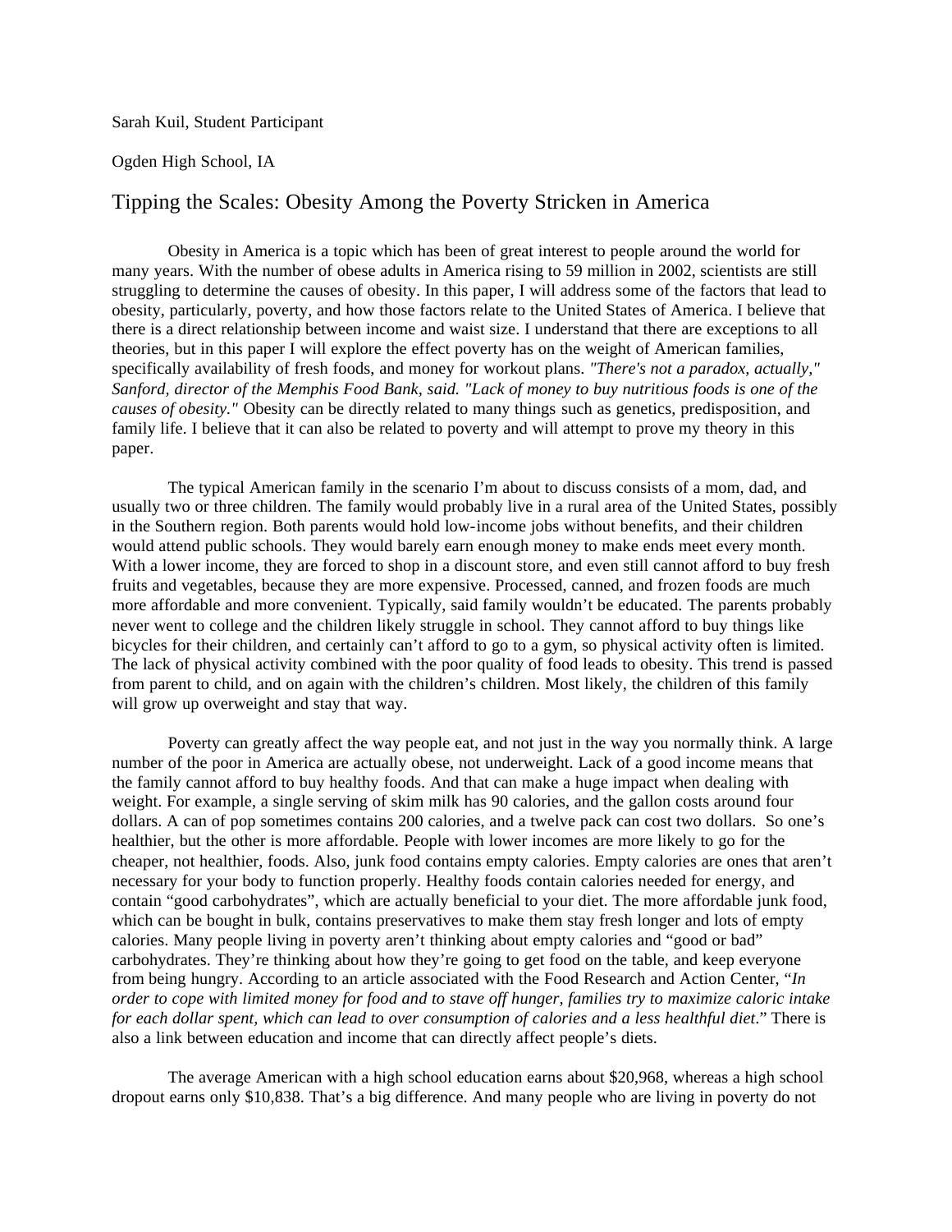Sarah Kuil, Student Participant

Ogden High School, IA

# Tipping the Scales: Obesity Among the Poverty Stricken in America

Obesity in America is a topic which has been of great interest to people around the world for many years. With the number of obese adults in America rising to 59 million in 2002, scientists are still struggling to determine the causes of obesity. In this paper, I will address some of the factors that lead to obesity, particularly, poverty, and how those factors relate to the United States of America. I believe that there is a direct relationship between income and waist size. I understand that there are exceptions to all theories, but in this paper I will explore the effect poverty has on the weight of American families, specifically availability of fresh foods, and money for workout plans. *"There's not a paradox, actually," Sanford, director of the Memphis Food Bank, said. "Lack of money to buy nutritious foods is one of the causes of obesity."* Obesity can be directly related to many things such as genetics, predisposition, and family life. I believe that it can also be related to poverty and will attempt to prove my theory in this paper.

The typical American family in the scenario I'm about to discuss consists of a mom, dad, and usually two or three children. The family would probably live in a rural area of the United States, possibly in the Southern region. Both parents would hold low-income jobs without benefits, and their children would attend public schools. They would barely earn enough money to make ends meet every month. With a lower income, they are forced to shop in a discount store, and even still cannot afford to buy fresh fruits and vegetables, because they are more expensive. Processed, canned, and frozen foods are much more affordable and more convenient. Typically, said family wouldn't be educated. The parents probably never went to college and the children likely struggle in school. They cannot afford to buy things like bicycles for their children, and certainly can't afford to go to a gym, so physical activity often is limited. The lack of physical activity combined with the poor quality of food leads to obesity. This trend is passed from parent to child, and on again with the children's children. Most likely, the children of this family will grow up overweight and stay that way.

Poverty can greatly affect the way people eat, and not just in the way you normally think. A large number of the poor in America are actually obese, not underweight. Lack of a good income means that the family cannot afford to buy healthy foods. And that can make a huge impact when dealing with weight. For example, a single serving of skim milk has 90 calories, and the gallon costs around four dollars. A can of pop sometimes contains 200 calories, and a twelve pack can cost two dollars. So one's healthier, but the other is more affordable. People with lower incomes are more likely to go for the cheaper, not healthier, foods. Also, junk food contains empty calories. Empty calories are ones that aren't necessary for your body to function properly. Healthy foods contain calories needed for energy, and contain "good carbohydrates", which are actually beneficial to your diet. The more affordable junk food, which can be bought in bulk, contains preservatives to make them stay fresh longer and lots of empty calories. Many people living in poverty aren't thinking about empty calories and "good or bad" carbohydrates. They're thinking about how they're going to get food on the table, and keep everyone from being hungry. According to an article associated with the Food Research and Action Center, "*In order to cope with limited money for food and to stave off hunger, families try to maximize caloric intake for each dollar spent, which can lead to over consumption of calories and a less healthful diet*." There is also a link between education and income that can directly affect people's diets.

The average American with a high school education earns about $20,968, whereas a high school dropout earns only $10,838. That's a big difference. And many people who are living in poverty do not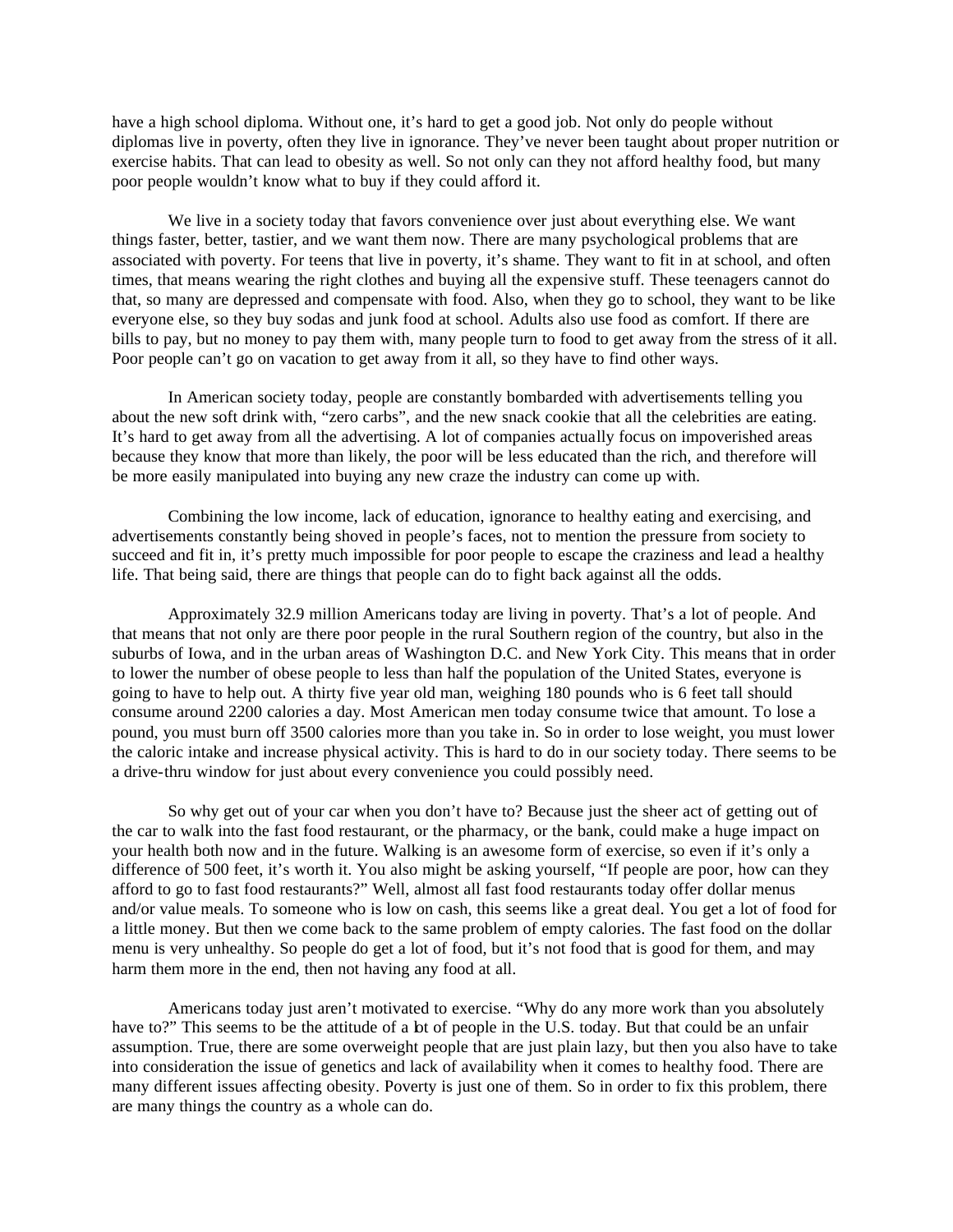have a high school diploma. Without one, it's hard to get a good job. Not only do people without diplomas live in poverty, often they live in ignorance. They've never been taught about proper nutrition or exercise habits. That can lead to obesity as well. So not only can they not afford healthy food, but many poor people wouldn't know what to buy if they could afford it.

We live in a society today that favors convenience over just about everything else. We want things faster, better, tastier, and we want them now. There are many psychological problems that are associated with poverty. For teens that live in poverty, it's shame. They want to fit in at school, and often times, that means wearing the right clothes and buying all the expensive stuff. These teenagers cannot do that, so many are depressed and compensate with food. Also, when they go to school, they want to be like everyone else, so they buy sodas and junk food at school. Adults also use food as comfort. If there are bills to pay, but no money to pay them with, many people turn to food to get away from the stress of it all. Poor people can't go on vacation to get away from it all, so they have to find other ways.

In American society today, people are constantly bombarded with advertisements telling you about the new soft drink with, "zero carbs", and the new snack cookie that all the celebrities are eating. It's hard to get away from all the advertising. A lot of companies actually focus on impoverished areas because they know that more than likely, the poor will be less educated than the rich, and therefore will be more easily manipulated into buying any new craze the industry can come up with.

Combining the low income, lack of education, ignorance to healthy eating and exercising, and advertisements constantly being shoved in people's faces, not to mention the pressure from society to succeed and fit in, it's pretty much impossible for poor people to escape the craziness and lead a healthy life. That being said, there are things that people can do to fight back against all the odds.

Approximately 32.9 million Americans today are living in poverty. That's a lot of people. And that means that not only are there poor people in the rural Southern region of the country, but also in the suburbs of Iowa, and in the urban areas of Washington D.C. and New York City. This means that in order to lower the number of obese people to less than half the population of the United States, everyone is going to have to help out. A thirty five year old man, weighing 180 pounds who is 6 feet tall should consume around 2200 calories a day. Most American men today consume twice that amount. To lose a pound, you must burn off 3500 calories more than you take in. So in order to lose weight, you must lower the caloric intake and increase physical activity. This is hard to do in our society today. There seems to be a drive-thru window for just about every convenience you could possibly need.

So why get out of your car when you don't have to? Because just the sheer act of getting out of the car to walk into the fast food restaurant, or the pharmacy, or the bank, could make a huge impact on your health both now and in the future. Walking is an awesome form of exercise, so even if it's only a difference of 500 feet, it's worth it. You also might be asking yourself, "If people are poor, how can they afford to go to fast food restaurants?" Well, almost all fast food restaurants today offer dollar menus and/or value meals. To someone who is low on cash, this seems like a great deal. You get a lot of food for a little money. But then we come back to the same problem of empty calories. The fast food on the dollar menu is very unhealthy. So people do get a lot of food, but it's not food that is good for them, and may harm them more in the end, then not having any food at all.

Americans today just aren't motivated to exercise. "Why do any more work than you absolutely have to?" This seems to be the attitude of a lot of people in the U.S. today. But that could be an unfair assumption. True, there are some overweight people that are just plain lazy, but then you also have to take into consideration the issue of genetics and lack of availability when it comes to healthy food. There are many different issues affecting obesity. Poverty is just one of them. So in order to fix this problem, there are many things the country as a whole can do.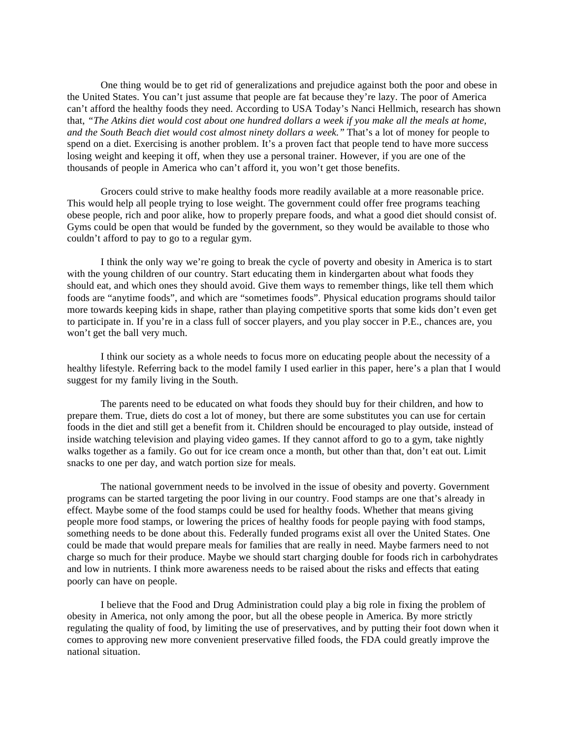One thing would be to get rid of generalizations and prejudice against both the poor and obese in the United States. You can't just assume that people are fat because they're lazy. The poor of America can't afford the healthy foods they need. According to USA Today's Nanci Hellmich, research has shown that, *"The Atkins diet would cost about one hundred dollars a week if you make all the meals at home, and the South Beach diet would cost almost ninety dollars a week."* That's a lot of money for people to spend on a diet. Exercising is another problem. It's a proven fact that people tend to have more success losing weight and keeping it off, when they use a personal trainer. However, if you are one of the thousands of people in America who can't afford it, you won't get those benefits.

Grocers could strive to make healthy foods more readily available at a more reasonable price. This would help all people trying to lose weight. The government could offer free programs teaching obese people, rich and poor alike, how to properly prepare foods, and what a good diet should consist of. Gyms could be open that would be funded by the government, so they would be available to those who couldn't afford to pay to go to a regular gym.

I think the only way we're going to break the cycle of poverty and obesity in America is to start with the young children of our country. Start educating them in kindergarten about what foods they should eat, and which ones they should avoid. Give them ways to remember things, like tell them which foods are "anytime foods", and which are "sometimes foods". Physical education programs should tailor more towards keeping kids in shape, rather than playing competitive sports that some kids don't even get to participate in. If you're in a class full of soccer players, and you play soccer in P.E., chances are, you won't get the ball very much.

I think our society as a whole needs to focus more on educating people about the necessity of a healthy lifestyle. Referring back to the model family I used earlier in this paper, here's a plan that I would suggest for my family living in the South.

The parents need to be educated on what foods they should buy for their children, and how to prepare them. True, diets do cost a lot of money, but there are some substitutes you can use for certain foods in the diet and still get a benefit from it. Children should be encouraged to play outside, instead of inside watching television and playing video games. If they cannot afford to go to a gym, take nightly walks together as a family. Go out for ice cream once a month, but other than that, don't eat out. Limit snacks to one per day, and watch portion size for meals.

The national government needs to be involved in the issue of obesity and poverty. Government programs can be started targeting the poor living in our country. Food stamps are one that's already in effect. Maybe some of the food stamps could be used for healthy foods. Whether that means giving people more food stamps, or lowering the prices of healthy foods for people paying with food stamps, something needs to be done about this. Federally funded programs exist all over the United States. One could be made that would prepare meals for families that are really in need. Maybe farmers need to not charge so much for their produce. Maybe we should start charging double for foods rich in carbohydrates and low in nutrients. I think more awareness needs to be raised about the risks and effects that eating poorly can have on people.

I believe that the Food and Drug Administration could play a big role in fixing the problem of obesity in America, not only among the poor, but all the obese people in America. By more strictly regulating the quality of food, by limiting the use of preservatives, and by putting their foot down when it comes to approving new more convenient preservative filled foods, the FDA could greatly improve the national situation.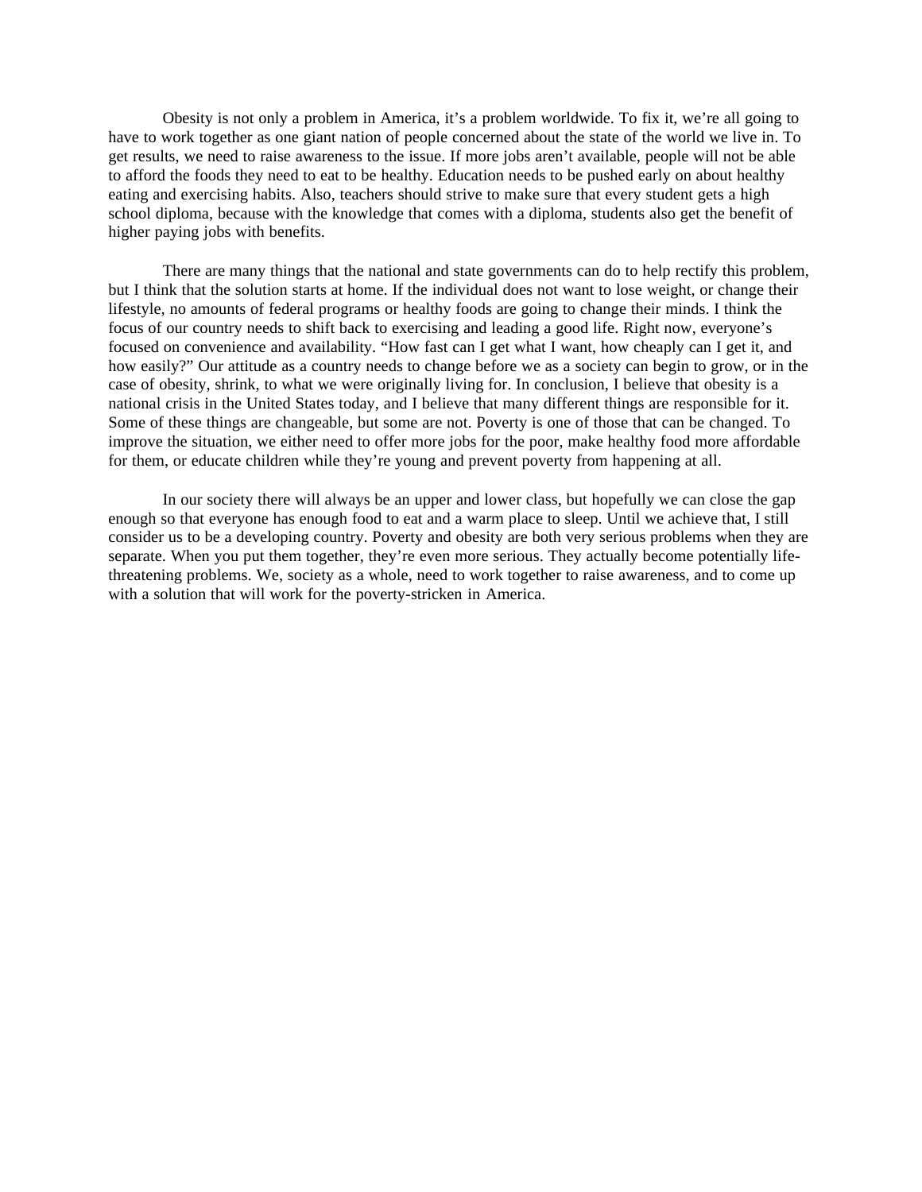Obesity is not only a problem in America, it's a problem worldwide. To fix it, we're all going to have to work together as one giant nation of people concerned about the state of the world we live in. To get results, we need to raise awareness to the issue. If more jobs aren't available, people will not be able to afford the foods they need to eat to be healthy. Education needs to be pushed early on about healthy eating and exercising habits. Also, teachers should strive to make sure that every student gets a high school diploma, because with the knowledge that comes with a diploma, students also get the benefit of higher paying jobs with benefits.

There are many things that the national and state governments can do to help rectify this problem, but I think that the solution starts at home. If the individual does not want to lose weight, or change their lifestyle, no amounts of federal programs or healthy foods are going to change their minds. I think the focus of our country needs to shift back to exercising and leading a good life. Right now, everyone's focused on convenience and availability. "How fast can I get what I want, how cheaply can I get it, and how easily?" Our attitude as a country needs to change before we as a society can begin to grow, or in the case of obesity, shrink, to what we were originally living for. In conclusion, I believe that obesity is a national crisis in the United States today, and I believe that many different things are responsible for it. Some of these things are changeable, but some are not. Poverty is one of those that can be changed. To improve the situation, we either need to offer more jobs for the poor, make healthy food more affordable for them, or educate children while they're young and prevent poverty from happening at all.

In our society there will always be an upper and lower class, but hopefully we can close the gap enough so that everyone has enough food to eat and a warm place to sleep. Until we achieve that, I still consider us to be a developing country. Poverty and obesity are both very serious problems when they are separate. When you put them together, they're even more serious. They actually become potentially life-threatening problems. We, society as a whole, need to work together to raise awareness, and to come up with a solution that will work for the poverty-stricken in America.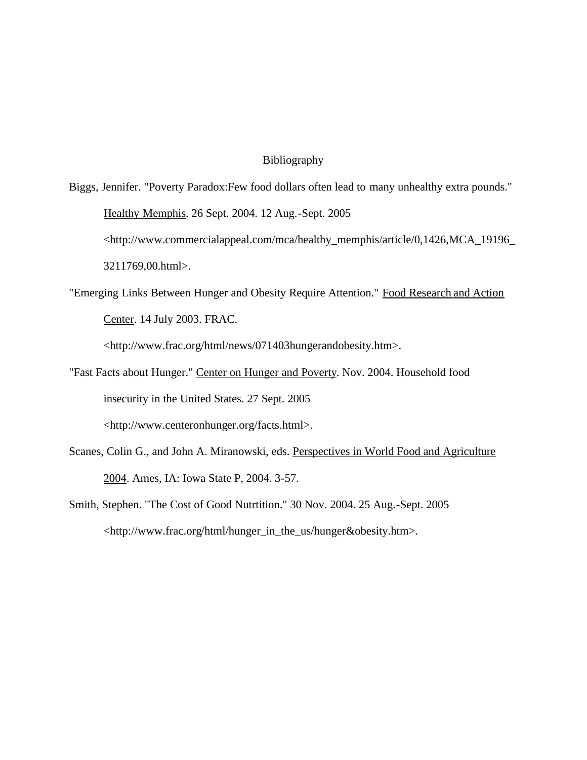# Bibliography

Biggs, Jennifer. "Poverty Paradox:Few food dollars often lead to many unhealthy extra pounds." <u>Healthy Memphis</u>. 26 Sept. 2004. 12 Aug.-Sept. 2005 <http://www.commercialappeal.com/mca/healthy_memphis/article/0,1426,MCA_19196_3211769,00.html>.

"Emerging Links Between Hunger and Obesity Require Attention." <u>Food Research and Action Center</u>. 14 July 2003. FRAC. <http://www.frac.org/html/news/071403hungerandobesity.htm>.

"Fast Facts about Hunger." <u>Center on Hunger and Poverty</u>. Nov. 2004. Household food insecurity in the United States. 27 Sept. 2005 <http://www.centeronhunger.org/facts.html>.

Scanes, Colin G., and John A. Miranowski, eds. <u>Perspectives in World Food and Agriculture 2004</u>. Ames, IA: Iowa State P, 2004. 3-57.

Smith, Stephen. "The Cost of Good Nutrtition." 30 Nov. 2004. 25 Aug.-Sept. 2005 <http://www.frac.org/html/hunger_in_the_us/hunger&obesity.htm>.